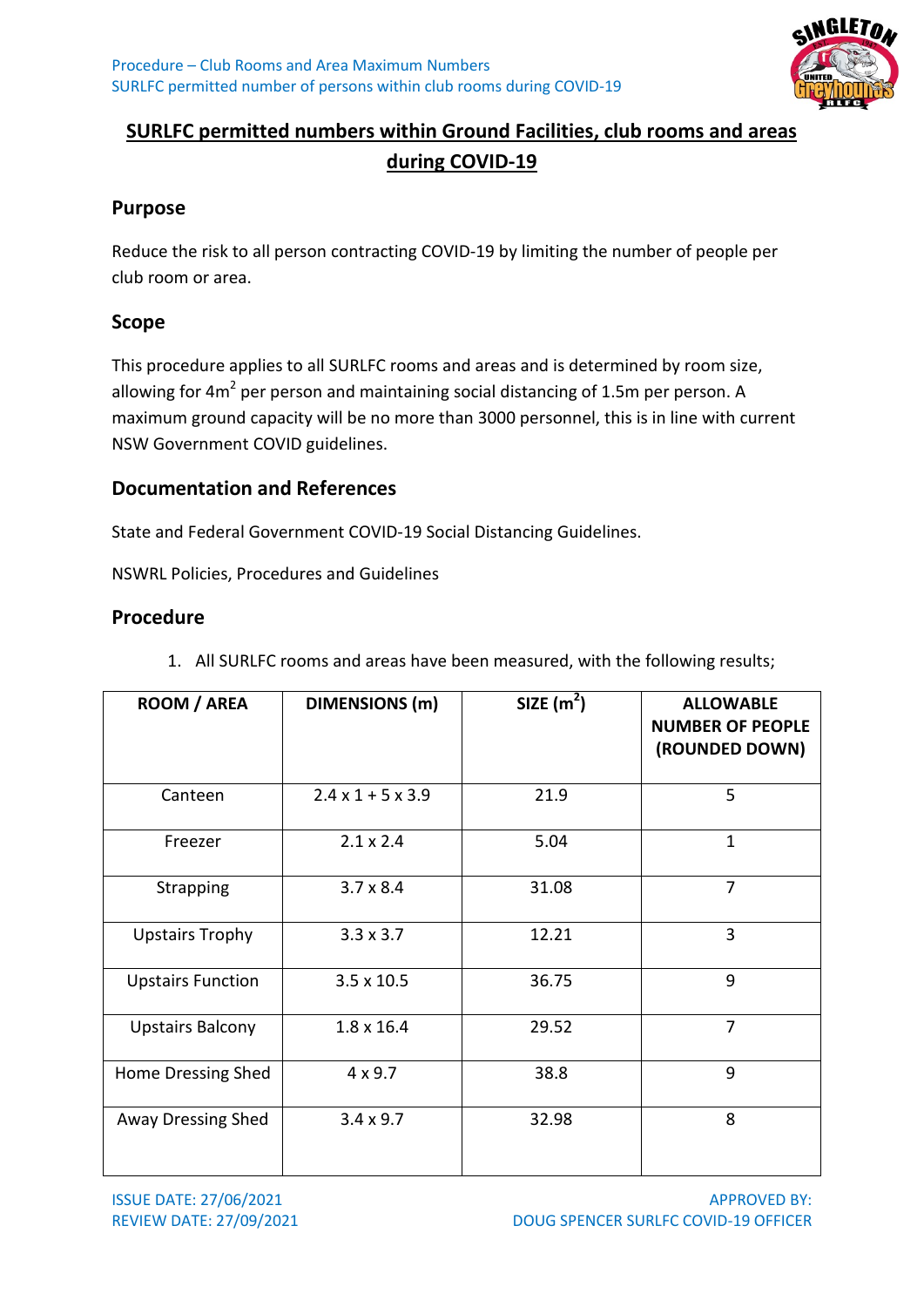# SURLFC permitted numbers within Ground Facilities, club rooms and areas during COVID-19

## Purpose

Reduce the risk to all person contracting COVID-19 by limiting the number of people per club room or area.

## Scope

This procedure applies to all SURLFC rooms and areas and is determined by room size, allowing for $4m^2$ per person and maintaining social distancing of 1.5m per person. A maximum ground capacity will be no more than 3000 personnel, this is in line with current NSW Government COVID guidelines.

## Documentation and References

State and Federal Government COVID-19 Social Distancing Guidelines.

NSWRL Policies, Procedures and Guidelines

## Procedure

1. All SURLFC rooms and areas have been measured, with the following results;

| ROOM / AREA | DIMENSIONS (m) | SIZE ($m^2$) | ALLOWABLE NUMBER OF PEOPLE (ROUNDED DOWN) |
|---|---|---|---|
| Canteen | 2.4 x 1 + 5 x 3.9 | 21.9 | 5 |
| Freezer | 2.1 x 2.4 | 5.04 | 1 |
| Strapping | 3.7 x 8.4 | 31.08 | 7 |
| Upstairs Trophy | 3.3 x 3.7 | 12.21 | 3 |
| Upstairs Function | 3.5 x 10.5 | 36.75 | 9 |
| Upstairs Balcony | 1.8 x 16.4 | 29.52 | 7 |
| Home Dressing Shed | 4 x 9.7 | 38.8 | 9 |
| Away Dressing Shed | 3.4 x 9.7 | 32.98 | 8 |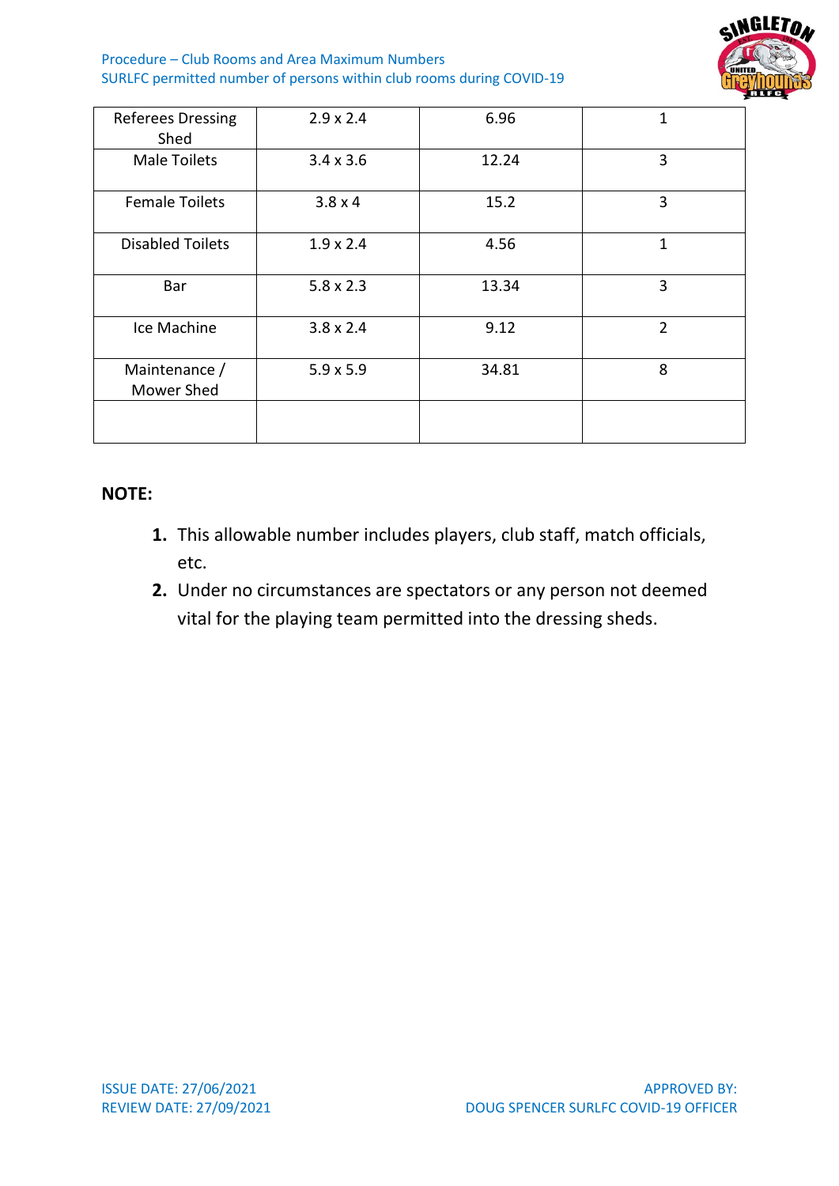| Referees Dressing Shed | 2.9 x 2.4 | 6.96 | 1 |
|---|---|---|---|
| Male Toilets | 3.4 x 3.6 | 12.24 | 3 |
| Female Toilets | 3.8 x 4 | 15.2 | 3 |
| Disabled Toilets | 1.9 x 2.4 | 4.56 | 1 |
| Bar | 5.8 x 2.3 | 13.34 | 3 |
| Ice Machine | 3.8 x 2.4 | 9.12 | 2 |
| Maintenance / Mower Shed | 5.9 x 5.9 | 34.81 | 8 |
| | | | |

**NOTE:**

1. This allowable number includes players, club staff, match officials, etc.
2. Under no circumstances are spectators or any person not deemed vital for the playing team permitted into the dressing sheds.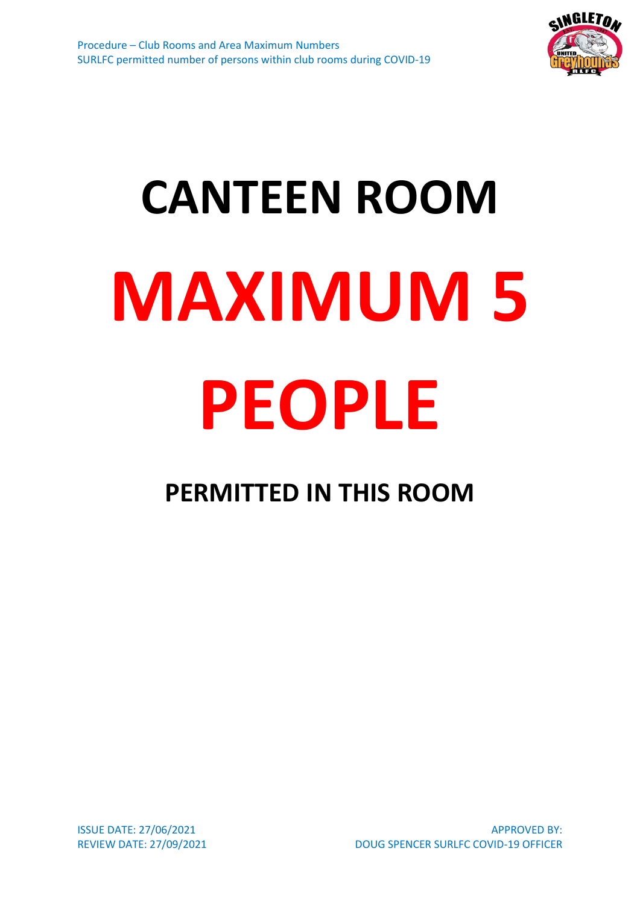# CANTEEN ROOM

# MAXIMUM 5 PEOPLE

## PERMITTED IN THIS ROOM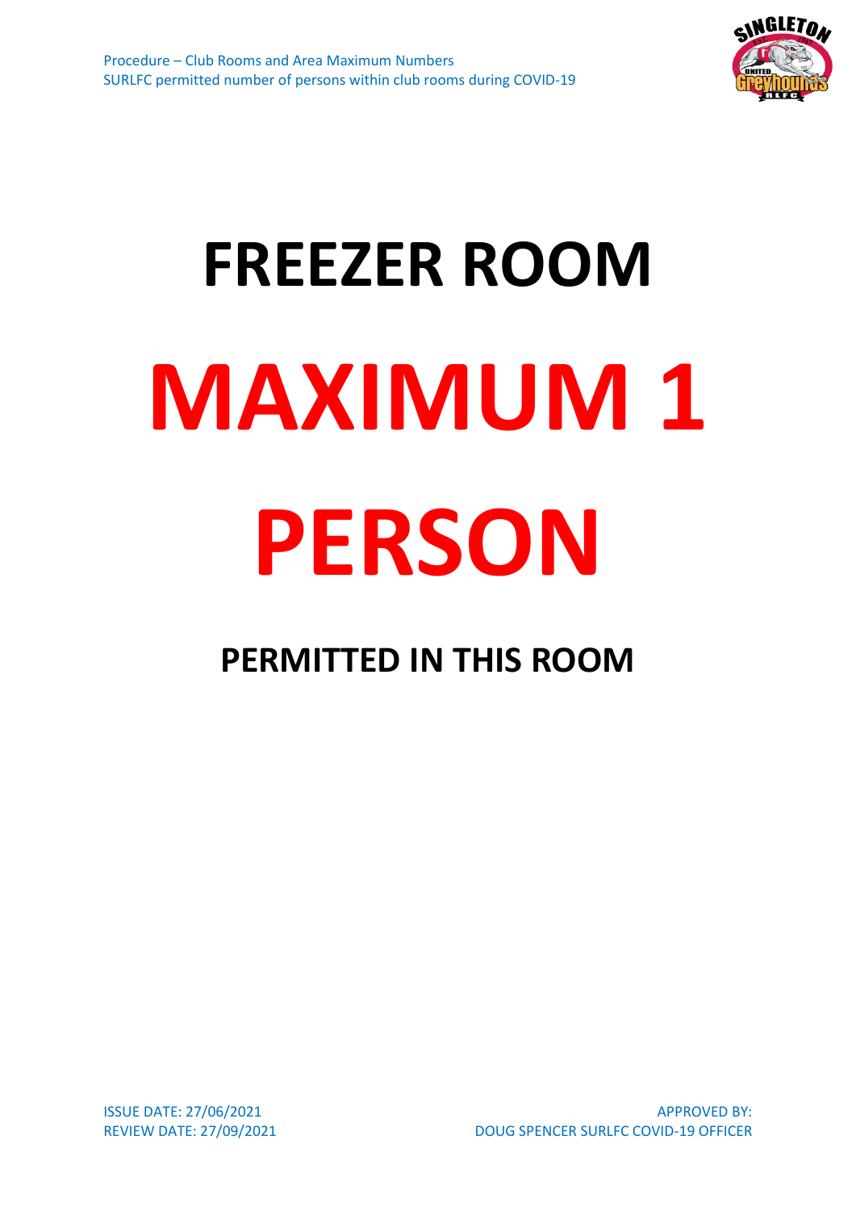# FREEZER ROOM

# MAXIMUM 1 PERSON

## PERMITTED IN THIS ROOM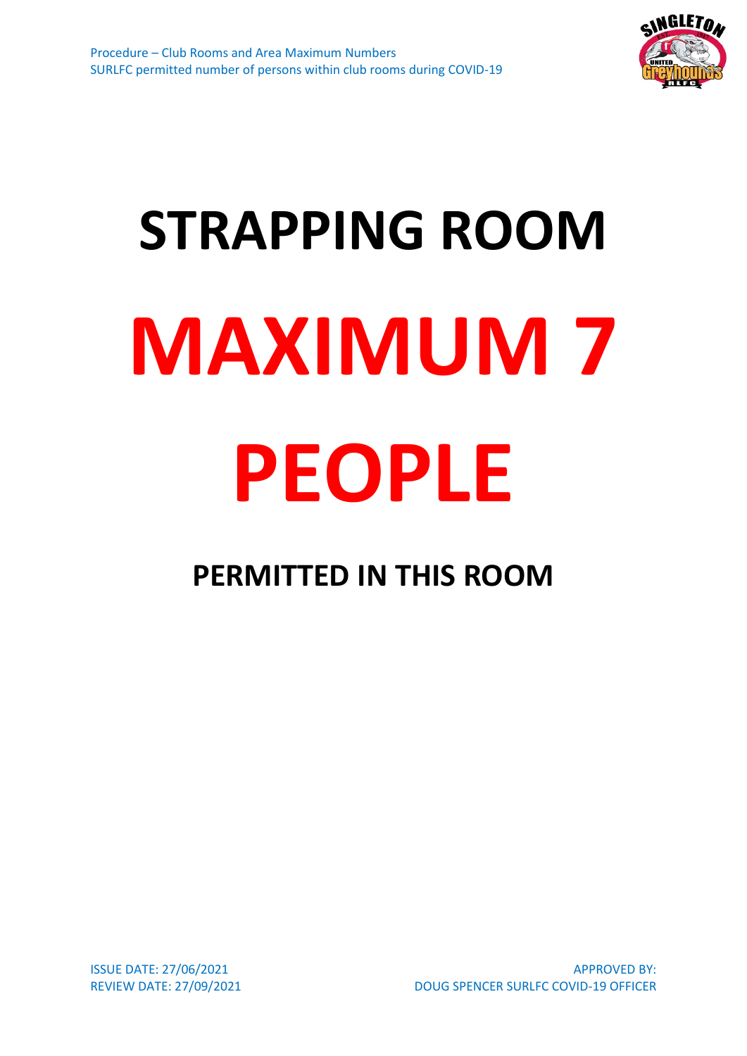# STRAPPING ROOM

# MAXIMUM 7 PEOPLE

## PERMITTED IN THIS ROOM

ISSUE DATE: 27/06/2021
REVIEW DATE: 27/09/2021

APPROVED BY:
DOUG SPENCER SURLFC COVID-19 OFFICER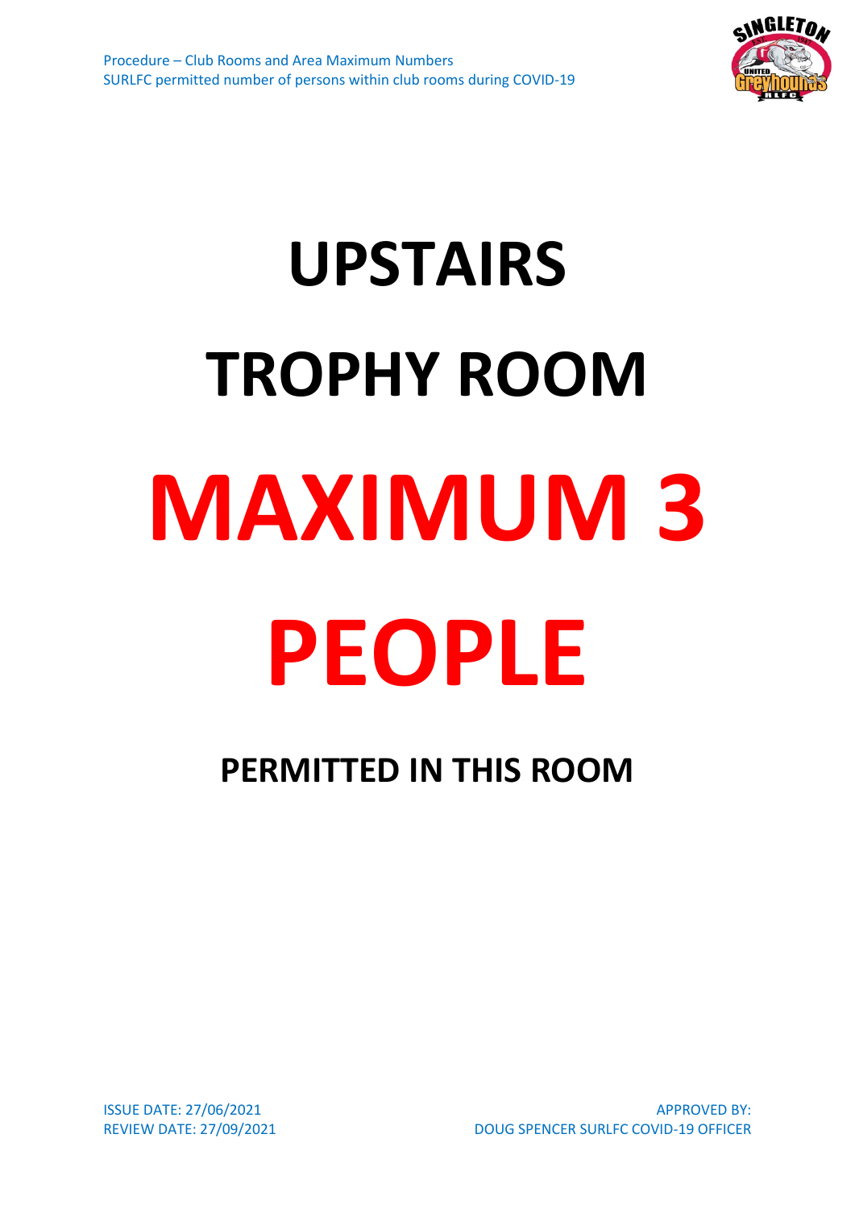# UPSTAIRS

# TROPHY ROOM

# MAXIMUM 3

# PEOPLE

**PERMITTED IN THIS ROOM**

ISSUE DATE: 27/06/2021
REVIEW DATE: 27/09/2021

APPROVED BY:
DOUG SPENCER SURLFC COVID-19 OFFICER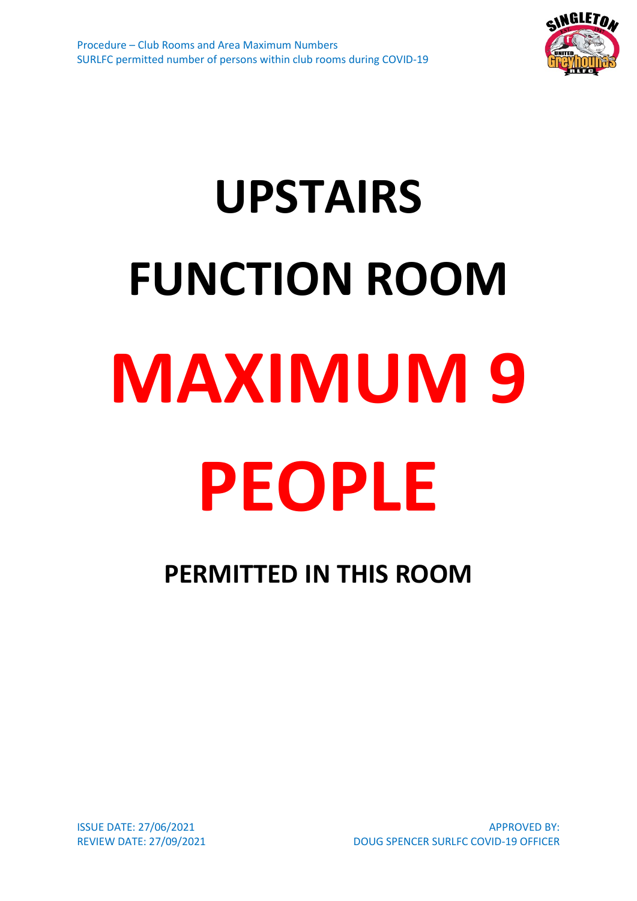# UPSTAIRS

# FUNCTION ROOM

# MAXIMUM 9

# PEOPLE

**PERMITTED IN THIS ROOM**

ISSUE DATE: 27/06/2021
REVIEW DATE: 27/09/2021

APPROVED BY:
DOUG SPENCER SURLFC COVID-19 OFFICER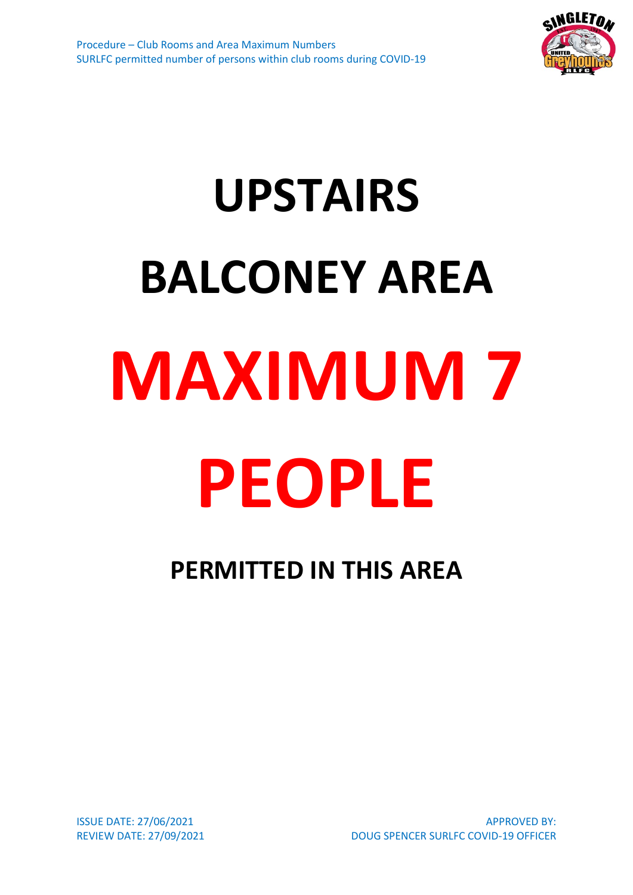# UPSTAIRS

# BALCONEY AREA

# MAXIMUM 7

# PEOPLE

**PERMITTED IN THIS AREA**

ISSUE DATE: 27/06/2021
REVIEW DATE: 27/09/2021

APPROVED BY:
DOUG SPENCER SURLFC COVID-19 OFFICER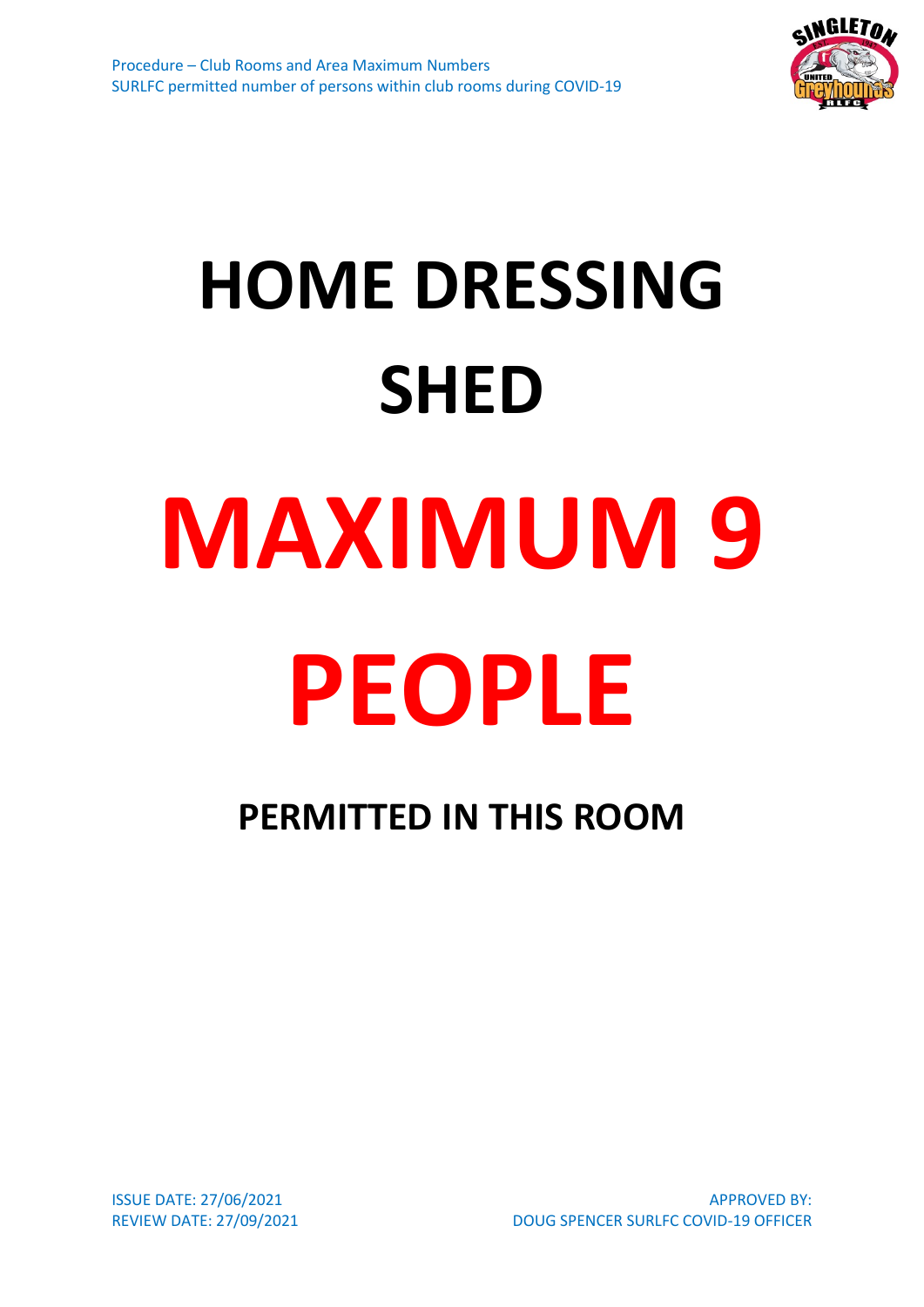# HOME DRESSING SHED

# MAXIMUM 9 PEOPLE

**PERMITTED IN THIS ROOM**

ISSUE DATE: 27/06/2021
REVIEW DATE: 27/09/2021

APPROVED BY:
DOUG SPENCER SURLFC COVID-19 OFFICER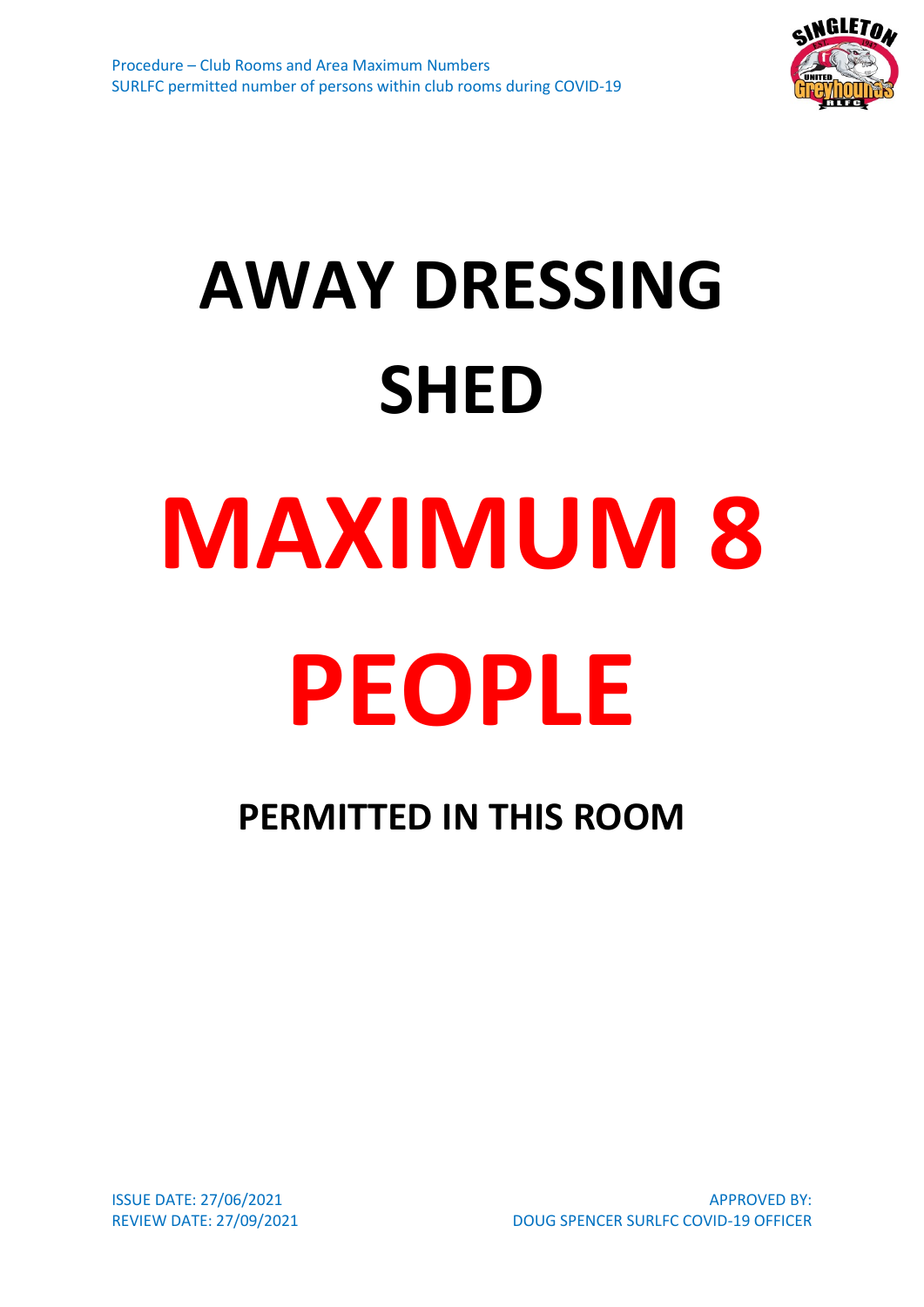# AWAY DRESSING SHED

# MAXIMUM 8 PEOPLE

## PERMITTED IN THIS ROOM

ISSUE DATE: 27/06/2021
REVIEW DATE: 27/09/2021

APPROVED BY:
DOUG SPENCER SURLFC COVID-19 OFFICER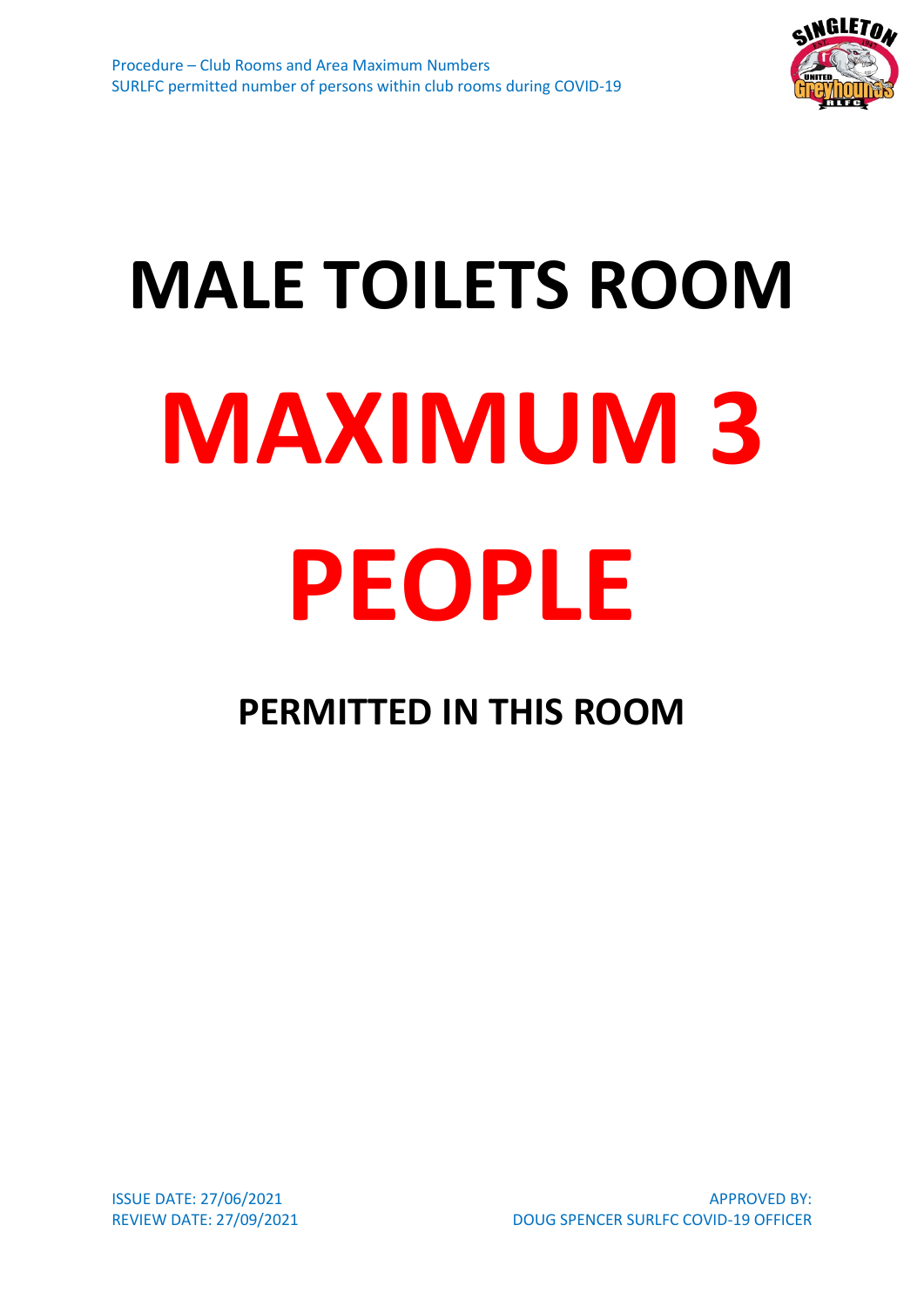# MALE TOILETS ROOM

# MAXIMUM 3 PEOPLE

## PERMITTED IN THIS ROOM

ISSUE DATE: 27/06/2021
REVIEW DATE: 27/09/2021

APPROVED BY:
DOUG SPENCER SURLFC COVID-19 OFFICER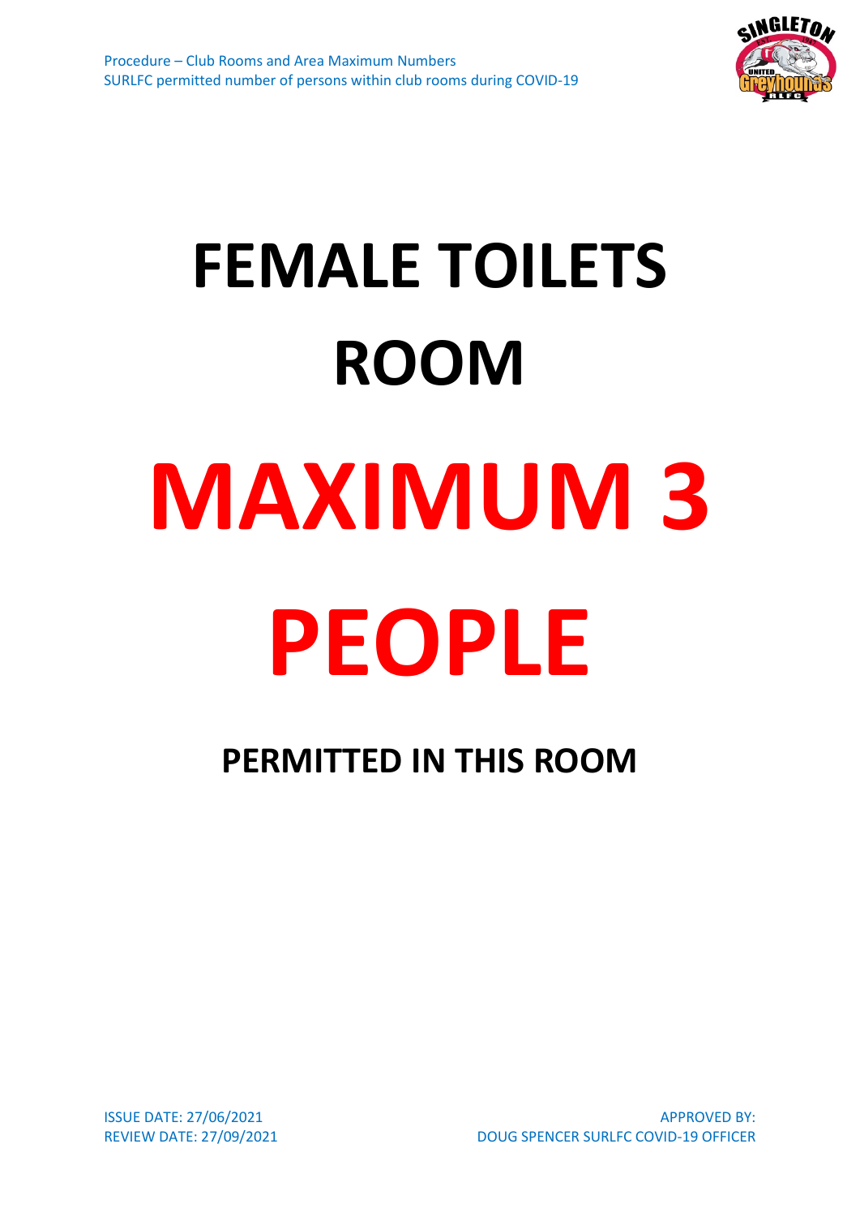# FEMALE TOILETS ROOM

# MAXIMUM 3 PEOPLE

**PERMITTED IN THIS ROOM**

ISSUE DATE: 27/06/2021
REVIEW DATE: 27/09/2021

APPROVED BY:
DOUG SPENCER SURLFC COVID-19 OFFICER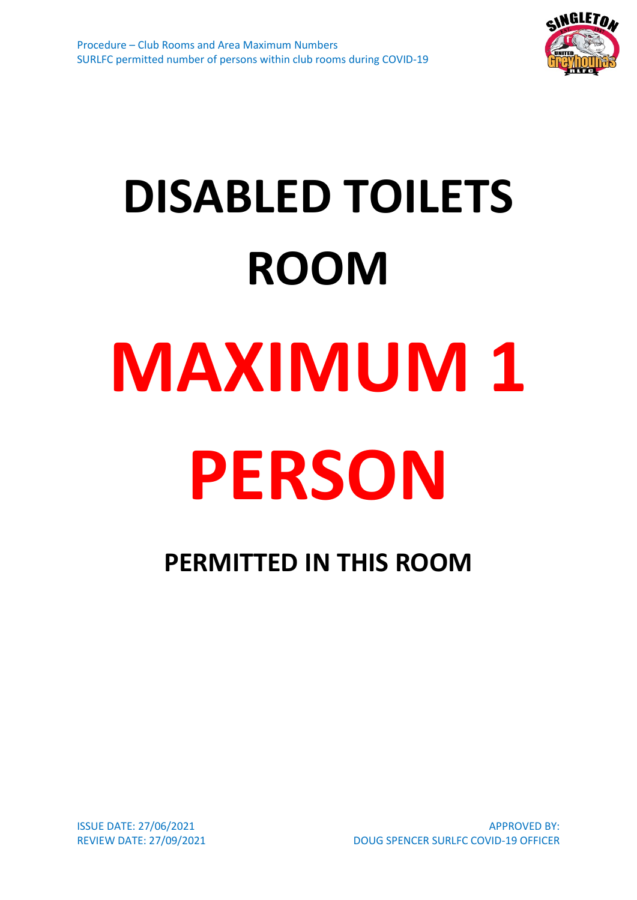# DISABLED TOILETS ROOM

# MAXIMUM 1 PERSON

**PERMITTED IN THIS ROOM**

ISSUE DATE: 27/06/2021
REVIEW DATE: 27/09/2021

APPROVED BY:
DOUG SPENCER SURLFC COVID-19 OFFICER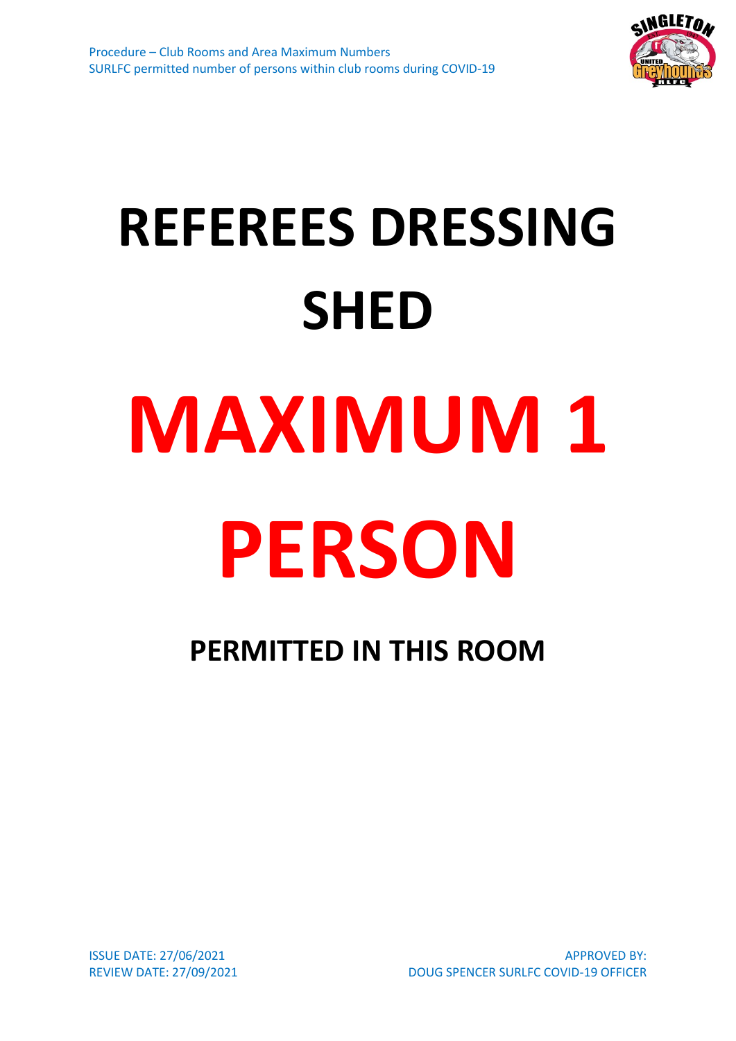# REFEREES DRESSING SHED

# MAXIMUM 1 PERSON

## PERMITTED IN THIS ROOM

ISSUE DATE: 27/06/2021
REVIEW DATE: 27/09/2021

APPROVED BY:
DOUG SPENCER SURLFC COVID-19 OFFICER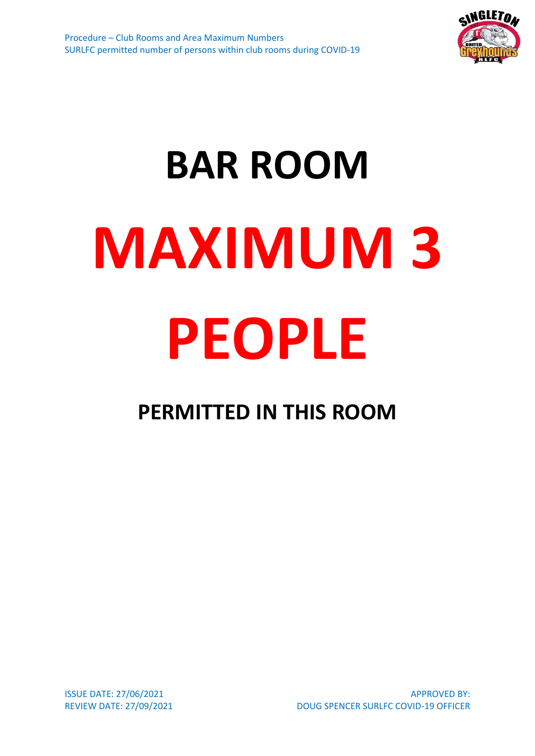# BAR ROOM

# MAXIMUM 3

# PEOPLE

## PERMITTED IN THIS ROOM

ISSUE DATE: 27/06/2021
REVIEW DATE: 27/09/2021

APPROVED BY:
DOUG SPENCER SURLFC COVID-19 OFFICER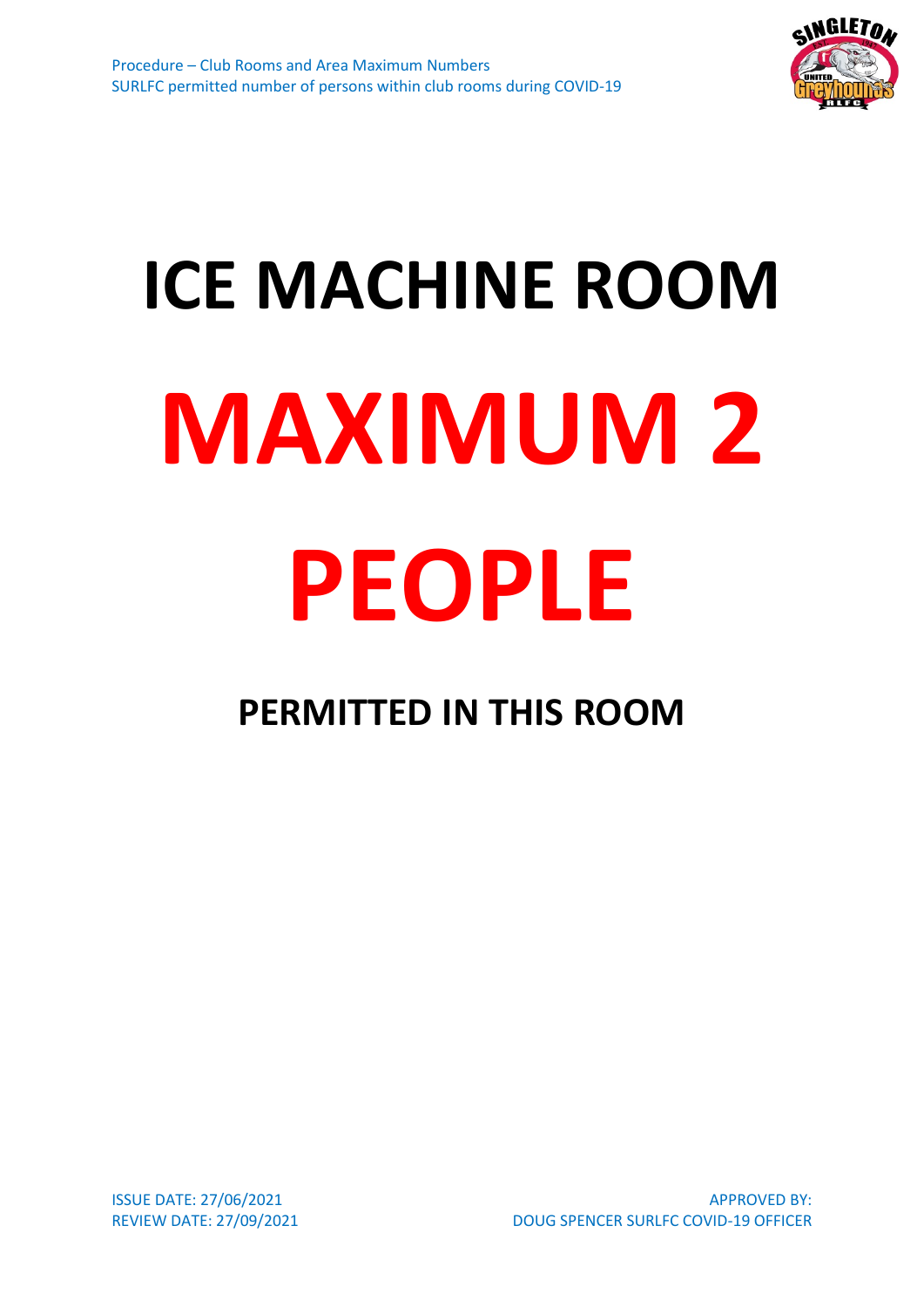# ICE MACHINE ROOM

# MAXIMUM 2 PEOPLE

## PERMITTED IN THIS ROOM

ISSUE DATE: 27/06/2021
REVIEW DATE: 27/09/2021

APPROVED BY:
DOUG SPENCER SURLFC COVID-19 OFFICER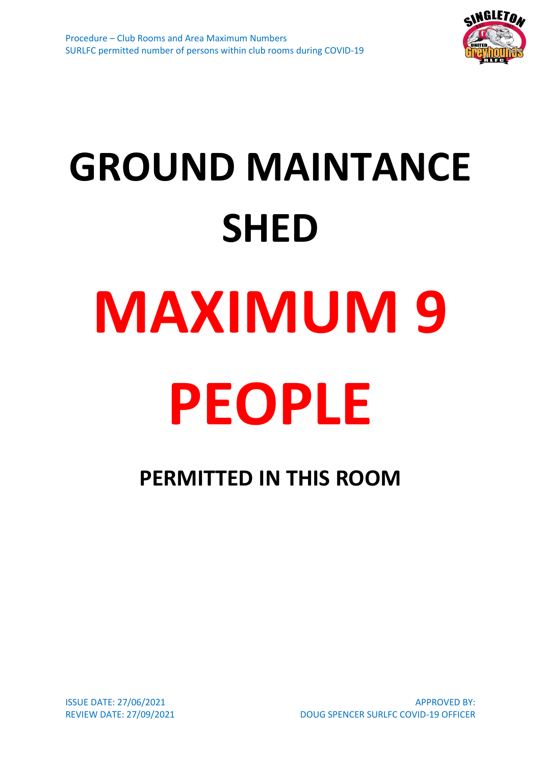# GROUND MAINTANCE SHED

# MAXIMUM 9 PEOPLE

## PERMITTED IN THIS ROOM

ISSUE DATE: 27/06/2021
REVIEW DATE: 27/09/2021

APPROVED BY:
DOUG SPENCER SURLFC COVID-19 OFFICER